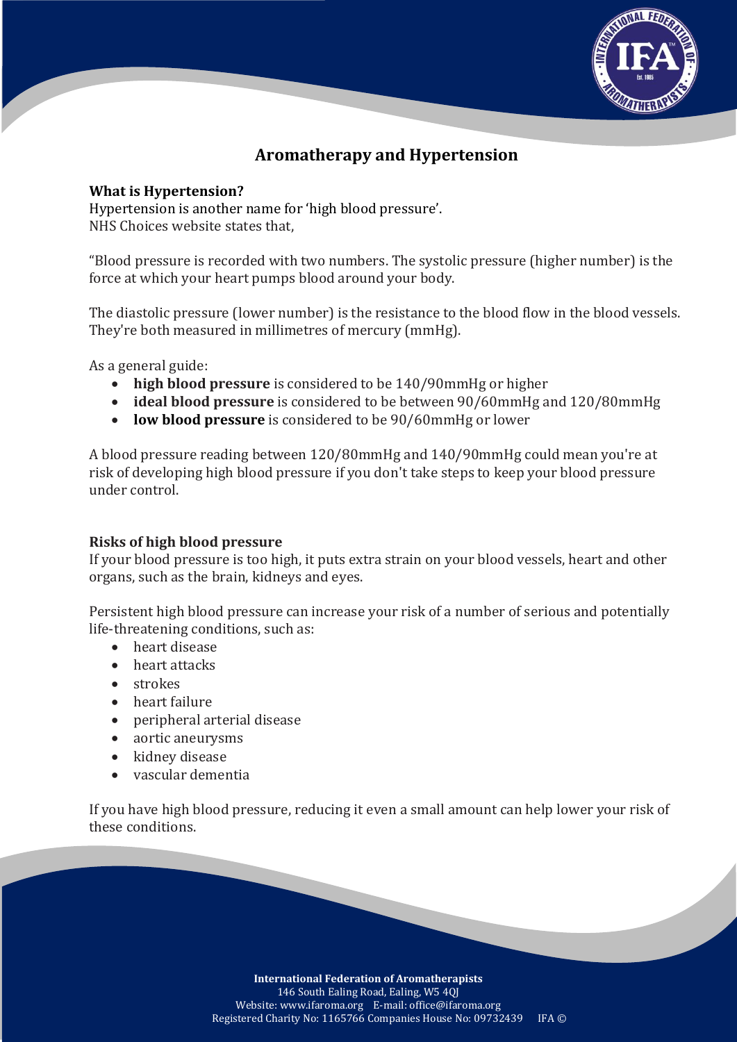# Aromatherapy and Hypertension

**What is Hypertension?**
Hypertension is another name for 'high blood pressure'.
NHS Choices website states that,

"Blood pressure is recorded with two numbers. The systolic pressure (higher number) is the force at which your heart pumps blood around your body.

The diastolic pressure (lower number) is the resistance to the blood flow in the blood vessels. They're both measured in millimetres of mercury (mmHg).

As a general guide:

- **high blood pressure** is considered to be 140/90mmHg or higher
- **ideal blood pressure** is considered to be between 90/60mmHg and 120/80mmHg
- **low blood pressure** is considered to be 90/60mmHg or lower

A blood pressure reading between 120/80mmHg and 140/90mmHg could mean you're at risk of developing high blood pressure if you don't take steps to keep your blood pressure under control.

**Risks of high blood pressure**
If your blood pressure is too high, it puts extra strain on your blood vessels, heart and other organs, such as the brain, kidneys and eyes.

Persistent high blood pressure can increase your risk of a number of serious and potentially life-threatening conditions, such as:

- heart disease
- heart attacks
- strokes
- heart failure
- peripheral arterial disease
- aortic aneurysms
- kidney disease
- vascular dementia

If you have high blood pressure, reducing it even a small amount can help lower your risk of these conditions.

**International Federation of Aromatherapists**
146 South Ealing Road, Ealing, W5 4QJ
Website: www.ifaroma.org E-mail: office@ifaroma.org
Registered Charity No: 1165766 Companies House No: 09732439 IFA ©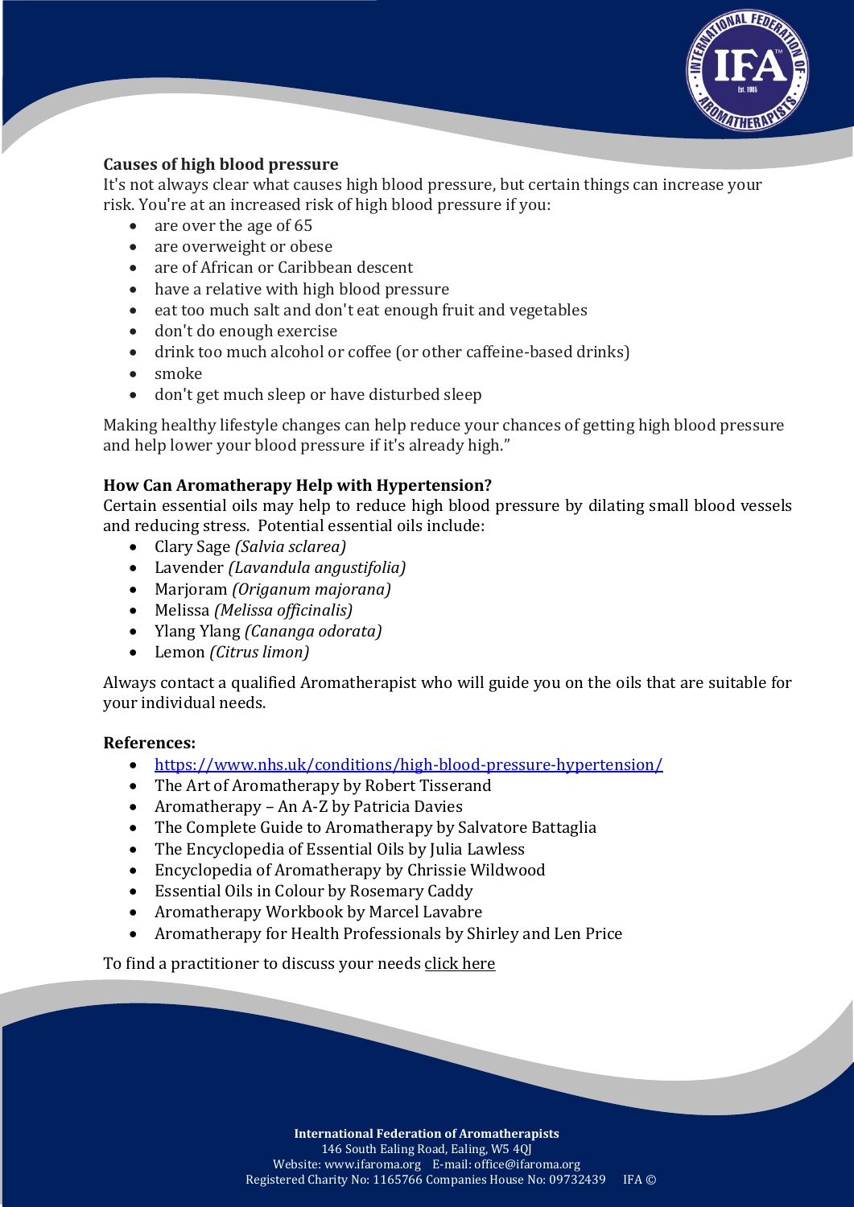**Causes of high blood pressure**

It's not always clear what causes high blood pressure, but certain things can increase your risk. You're at an increased risk of high blood pressure if you:

- are over the age of 65
- are overweight or obese
- are of African or Caribbean descent
- have a relative with high blood pressure
- eat too much salt and don't eat enough fruit and vegetables
- don't do enough exercise
- drink too much alcohol or coffee (or other caffeine-based drinks)
- smoke
- don't get much sleep or have disturbed sleep

Making healthy lifestyle changes can help reduce your chances of getting high blood pressure and help lower your blood pressure if it's already high."

**How Can Aromatherapy Help with Hypertension?**

Certain essential oils may help to reduce high blood pressure by dilating small blood vessels and reducing stress. Potential essential oils include:

- Clary Sage *(Salvia sclarea)*
- Lavender *(Lavandula angustifolia)*
- Marjoram *(Origanum majorana)*
- Melissa *(Melissa officinalis)*
- Ylang Ylang *(Cananga odorata)*
- Lemon *(Citrus limon)*

Always contact a qualified Aromatherapist who will guide you on the oils that are suitable for your individual needs.

**References:**

- https://www.nhs.uk/conditions/high-blood-pressure-hypertension/
- The Art of Aromatherapy by Robert Tisserand
- Aromatherapy – An A-Z by Patricia Davies
- The Complete Guide to Aromatherapy by Salvatore Battaglia
- The Encyclopedia of Essential Oils by Julia Lawless
- Encyclopedia of Aromatherapy by Chrissie Wildwood
- Essential Oils in Colour by Rosemary Caddy
- Aromatherapy Workbook by Marcel Lavabre
- Aromatherapy for Health Professionals by Shirley and Len Price

To find a practitioner to discuss your needs click here

**International Federation of Aromatherapists**
146 South Ealing Road, Ealing, W5 4QJ
Website: www.ifaroma.org E-mail: office@ifaroma.org
Registered Charity No: 1165766 Companies House No: 09732439 IFA ©